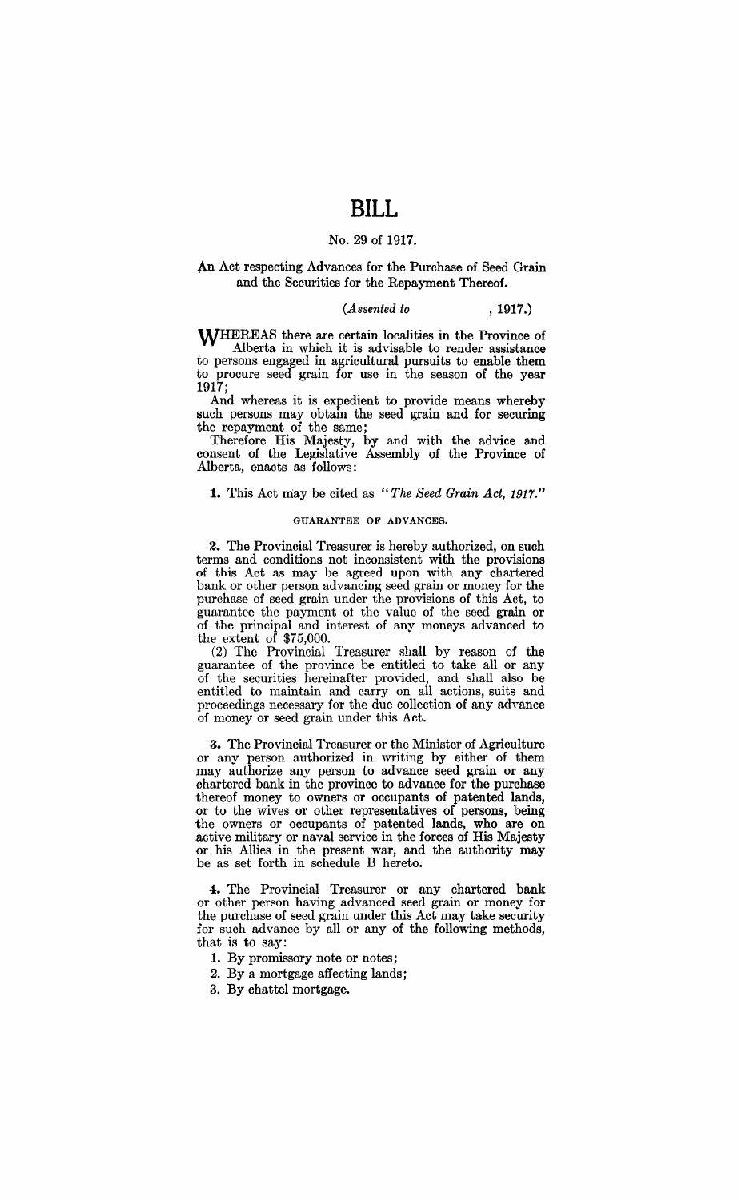# BILL

No. 29 of 1917.

An Act respecting Advances for the Purchase of Seed Grain and the Securities for the Repayment Thereof.

*(Assented to , 1917.)*

WHEREAS there are certain localities in the Province of Alberta in which it is advisable to render assistance to persons engaged in agricultural pursuits to enable them to procure seed grain for use in the season of the year 1917;

And whereas it is expedient to provide means whereby such persons may obtain the seed grain and for securing the repayment of the same;

Therefore His Majesty, by and with the advice and consent of the Legislative Assembly of the Province of Alberta, enacts as follows:

**1.** This Act may be cited as *"The Seed Grain Act, 1917."*

GUARANTEE OF ADVANCES.

**2.** The Provincial Treasurer is hereby authorized, on such terms and conditions not inconsistent with the provisions of this Act as may be agreed upon with any chartered bank or other person advancing seed grain or money for the purchase of seed grain under the provisions of this Act, to guarantee the payment of the value of the seed grain or of the principal and interest of any moneys advanced to the extent of $75,000.

(2) The Provincial Treasurer shall by reason of the guarantee of the province be entitled to take all or any of the securities hereinafter provided, and shall also be entitled to maintain and carry on all actions, suits and proceedings necessary for the due collection of any advance of money or seed grain under this Act.

**3.** The Provincial Treasurer or the Minister of Agriculture or any person authorized in writing by either of them may authorize any person to advance seed grain or any chartered bank in the province to advance for the purchase thereof money to owners or occupants of patented lands, or to the wives or other representatives of persons, being the owners or occupants of patented lands, who are on active military or naval service in the forces of His Majesty or his Allies in the present war, and the authority may be as set forth in schedule B hereto.

**4.** The Provincial Treasurer or any chartered bank or other person having advanced seed grain or money for the purchase of seed grain under this Act may take security for such advance by all or any of the following methods, that is to say:

1. By promissory note or notes;
2. By a mortgage affecting lands;
3. By chattel mortgage.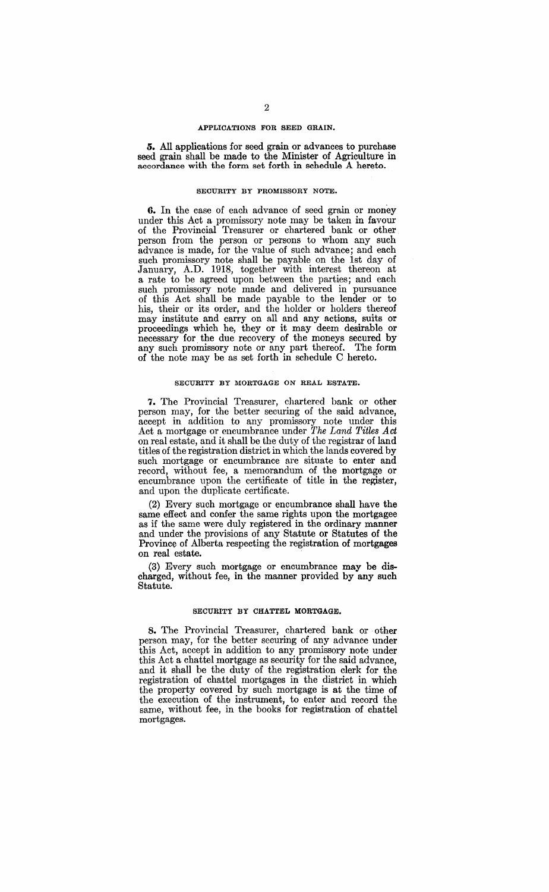#### APPLICATIONS FOR SEED GRAIN.

**5.** All applications for seed grain or advances to purchase seed grain shall be made to the Minister of Agriculture in accordance with the form set forth in schedule A hereto.

#### SECURITY BY PROMISSORY NOTE.

**6.** In the case of each advance of seed grain or money under this Act a promissory note may be taken in favour of the Provincial Treasurer or chartered bank or other person from the person or persons to whom any such advance is made, for the value of such advance; and each such promissory note shall be payable on the 1st day of January, A.D. 1918, together with interest thereon at a rate to be agreed upon between the parties; and each such promissory note made and delivered in pursuance of this Act shall be made payable to the lender or to his, their or its order, and the holder or holders thereof may institute and carry on all and any actions, suits or proceedings which he, they or it may deem desirable or necessary for the due recovery of the moneys secured by any such promissory note or any part thereof. The form of the note may be as set forth in schedule C hereto.

#### SECURITY BY MORTGAGE ON REAL ESTATE.

**7.** The Provincial Treasurer, chartered bank or other person may, for the better securing of the said advance, accept in addition to any promissory note under this Act a mortgage or encumbrance under *The Land Titles Act* on real estate, and it shall be the duty of the registrar of land titles of the registration district in which the lands covered by such mortgage or encumbrance are situate to enter and record, without fee, a memorandum of the mortgage or encumbrance upon the certificate of title in the register, and upon the duplicate certificate.

(2) Every such mortgage or encumbrance shall have the same effect and confer the same rights upon the mortgagee as if the same were duly registered in the ordinary manner and under the provisions of any Statute or Statutes of the Province of Alberta respecting the registration of mortgages on real estate.

(3) Every such mortgage or encumbrance may be discharged, without fee, in the manner provided by any such Statute.

#### SECURITY BY CHATTEL MORTGAGE.

**8.** The Provincial Treasurer, chartered bank or other person may, for the better securing of any advance under this Act, accept in addition to any promissory note under this Act a chattel mortgage as security for the said advance, and it shall be the duty of the registration clerk for the registration of chattel mortgages in the district in which the property covered by such mortgage is at the time of the execution of the instrument, to enter and record the same, without fee, in the books for registration of chattel mortgages.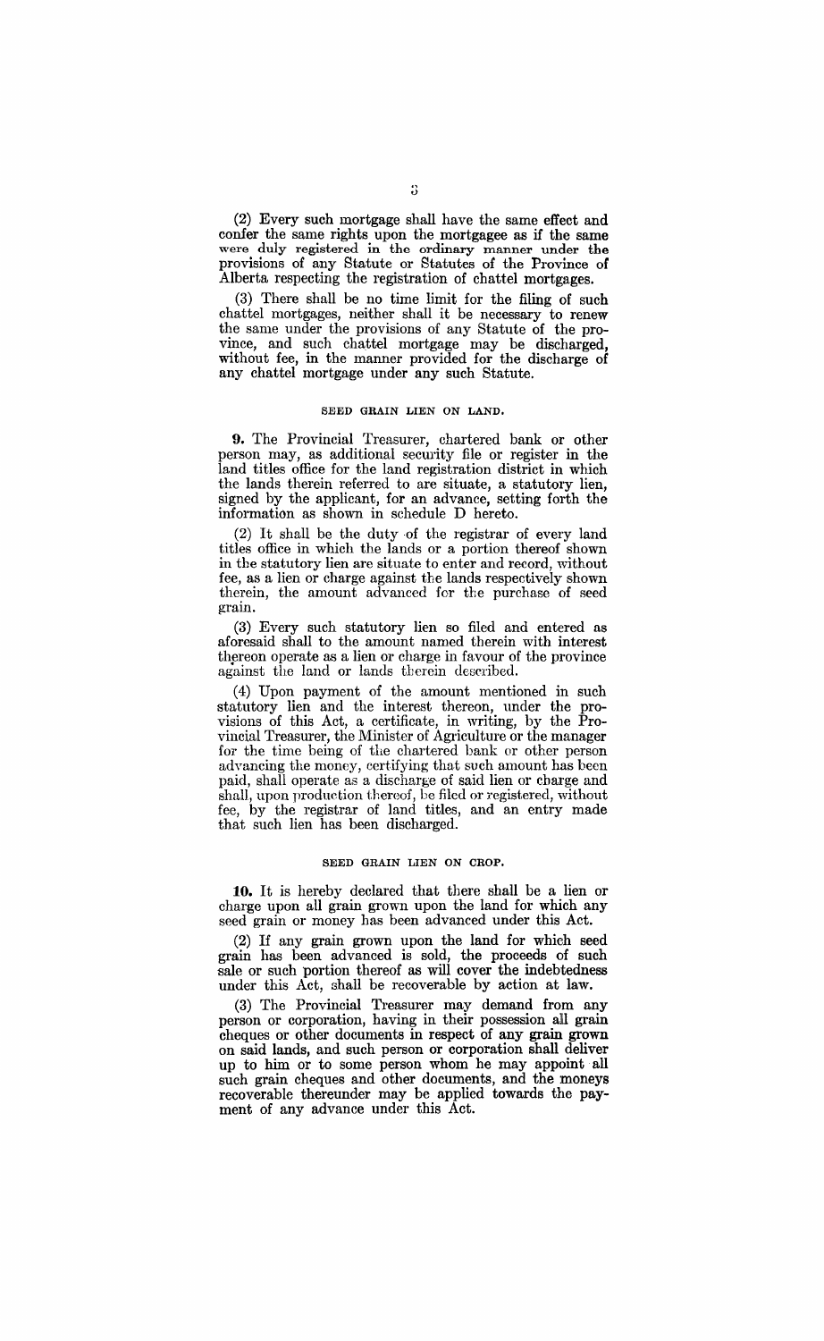(2) Every such mortgage shall have the same effect and confer the same rights upon the mortgagee as if the same were duly registered in the ordinary manner under the provisions of any Statute or Statutes of the Province of Alberta respecting the registration of chattel mortgages.

(3) There shall be no time limit for the filing of such chattel mortgages, neither shall it be necessary to renew the same under the provisions of any Statute of the province, and such chattel mortgage may be discharged, without fee, in the manner provided for the discharge of any chattel mortgage under any such Statute.

###### SEED GRAIN LIEN ON LAND.

**9.** The Provincial Treasurer, chartered bank or other person may, as additional security file or register in the land titles office for the land registration district in which the lands therein referred to are situate, a statutory lien, signed by the applicant, for an advance, setting forth the information as shown in schedule D hereto.

(2) It shall be the duty of the registrar of every land titles office in which the lands or a portion thereof shown in the statutory lien are situate to enter and record, without fee, as a lien or charge against the lands respectively shown therein, the amount advanced for the purchase of seed grain.

(3) Every such statutory lien so filed and entered as aforesaid shall to the amount named therein with interest thereon operate as a lien or charge in favour of the province against the land or lands therein described.

(4) Upon payment of the amount mentioned in such statutory lien and the interest thereon, under the provisions of this Act, a certificate, in writing, by the Provincial Treasurer, the Minister of Agriculture or the manager for the time being of the chartered bank or other person advancing the money, certifying that such amount has been paid, shall operate as a discharge of said lien or charge and shall, upon production thereof, be filed or registered, without fee, by the registrar of land titles, and an entry made that such lien has been discharged.

###### SEED GRAIN LIEN ON CROP.

**10.** It is hereby declared that there shall be a lien or charge upon all grain grown upon the land for which any seed grain or money has been advanced under this Act.

(2) If any grain grown upon the land for which seed grain has been advanced is sold, the proceeds of such sale or such portion thereof as will cover the indebtedness under this Act, shall be recoverable by action at law.

(3) The Provincial Treasurer may demand from any person or corporation, having in their possession all grain cheques or other documents in respect of any grain grown on said lands, and such person or corporation shall deliver up to him or to some person whom he may appoint all such grain cheques and other documents, and the moneys recoverable thereunder may be applied towards the payment of any advance under this Act.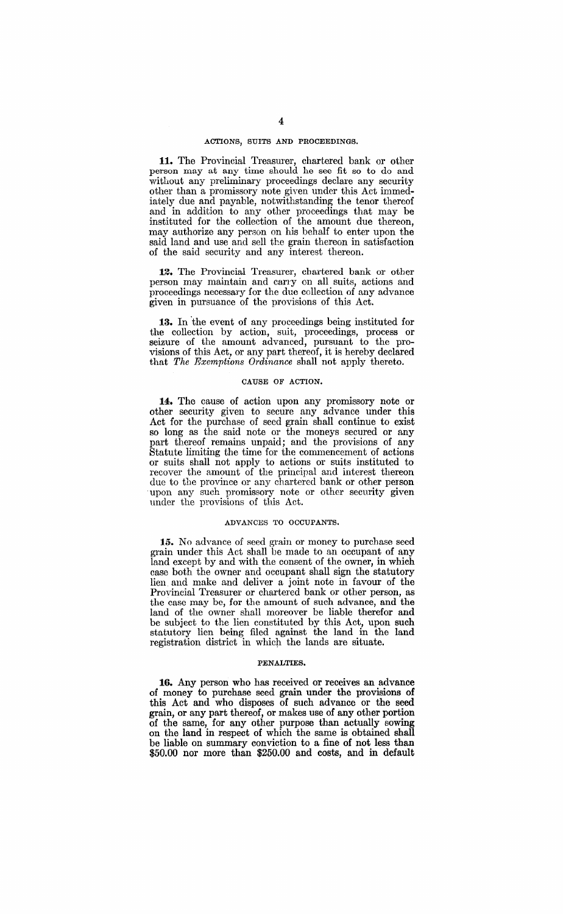## ACTIONS, SUITS AND PROCEEDINGS.

**11.** The Provincial Treasurer, chartered bank or other person may at any time should he see fit so to do and without any preliminary proceedings declare any security other than a promissory note given under this Act immediately due and payable, notwithstanding the tenor thereof and in addition to any other proceedings that may be instituted for the collection of the amount due thereon, may authorize any person on his behalf to enter upon the said land and use and sell the grain thereon in satisfaction of the said security and any interest thereon.

**12.** The Provincial Treasurer, chartered bank or other person may maintain and carry on all suits, actions and proceedings necessary for the due collection of any advance given in pursuance of the provisions of this Act.

**13.** In the event of any proceedings being instituted for the collection by action, suit, proceedings, process or seizure of the amount advanced, pursuant to the provisions of this Act, or any part thereof, it is hereby declared that *The Exemptions Ordinance* shall not apply thereto.

## CAUSE OF ACTION.

**14.** The cause of action upon any promissory note or other security given to secure any advance under this Act for the purchase of seed grain shall continue to exist so long as the said note or the moneys secured or any part thereof remains unpaid; and the provisions of any Statute limiting the time for the commencement of actions or suits shall not apply to actions or suits instituted to recover the amount of the principal and interest thereon due to the province or any chartered bank or other person upon any such promissory note or other security given under the provisions of this Act.

## ADVANCES TO OCCUPANTS.

**15.** No advance of seed grain or money to purchase seed grain under this Act shall be made to an occupant of any land except by and with the consent of the owner, in which case both the owner and occupant shall sign the statutory lien and make and deliver a joint note in favour of the Provincial Treasurer or chartered bank or other person, as the case may be, for the amount of such advance, and the land of the owner shall moreover be liable therefor and be subject to the lien constituted by this Act, upon such statutory lien being filed against the land in the land registration district in which the lands are situate.

## PENALTIES.

**16.** Any person who has received or receives an advance of money to purchase seed grain under the provisions of this Act and who disposes of such advance or the seed grain, or any part thereof, or makes use of any other portion of the same, for any other purpose than actually sowing on the land in respect of which the same is obtained shall be liable on summary conviction to a fine of not less than $50.00 nor more than $250.00 and costs, and in default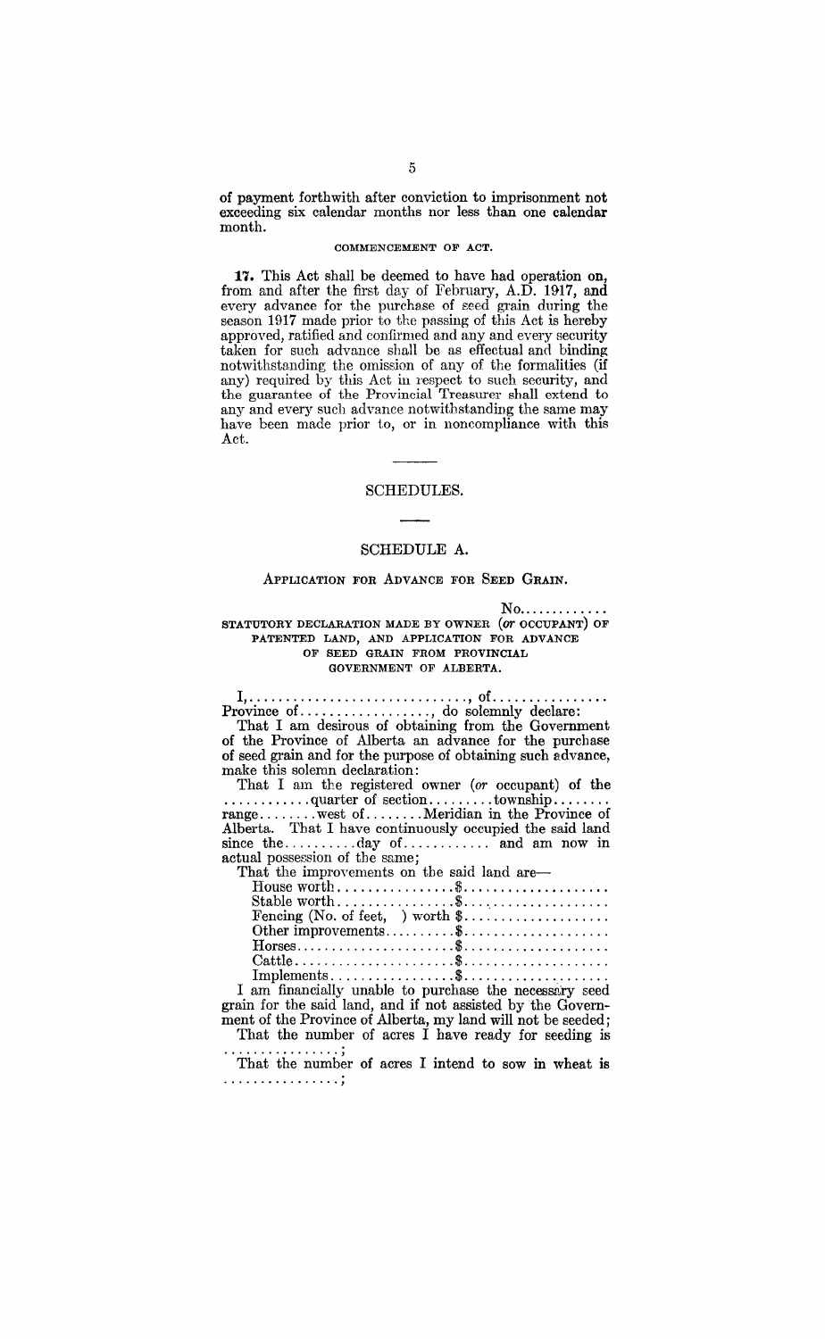of payment forthwith after conviction to imprisonment not exceeding six calendar months nor less than one calendar month.

#### COMMENCEMENT OF ACT.

**17.** This Act shall be deemed to have had operation on, from and after the first day of February, A.D. 1917, and every advance for the purchase of seed grain during the season 1917 made prior to the passing of this Act is hereby approved, ratified and confirmed and any and every security taken for such advance shall be as effectual and binding notwithstanding the omission of any of the formalities (if any) required by this Act in respect to such security, and the guarantee of the Provincial Treasurer shall extend to any and every such advance notwithstanding the same may have been made prior to, or in noncompliance with this Act.

---

## SCHEDULES.

---

### SCHEDULE A.

#### APPLICATION FOR ADVANCE FOR SEED GRAIN.

No............

STATUTORY DECLARATION MADE BY OWNER (*or* OCCUPANT) OF PATENTED LAND, AND APPLICATION FOR ADVANCE OF SEED GRAIN FROM PROVINCIAL GOVERNMENT OF ALBERTA.

I,.............................., of................ Province of.................., do solemnly declare:

That I am desirous of obtaining from the Government of the Province of Alberta an advance for the purchase of seed grain and for the purpose of obtaining such advance, make this solemn declaration:

That I am the registered owner (*or* occupant) of the ............quarter of section.........township........ range........west of........Meridian in the Province of Alberta. That I have continuously occupied the said land since the..........day of............ and am now in actual possession of the same;

That the improvements on the said land are—

House worth................$....................
Stable worth................$....................
Fencing (No. of feet, ) worth $....................
Other improvements..........$....................
Horses......................$....................
Cattle......................$....................
Implements.................$....................

I am financially unable to purchase the necessary seed grain for the said land, and if not assisted by the Government of the Province of Alberta, my land will not be seeded;

That the number of acres I have ready for seeding is ................;

That the number of acres I intend to sow in wheat is ................;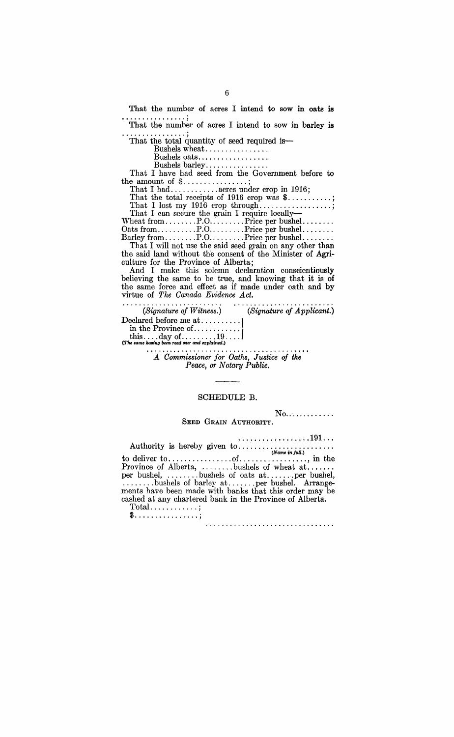That the number of acres I intend to sow in oats is ................;

That the number of acres I intend to sow in barley is ................;

That the total quantity of seed required is—

Bushels wheat................

Bushels oats..................

Bushels barley................

That I have had seed from the Government before to the amount of $................;

That I had............acres under crop in 1916;

That the total receipts of 1916 crop was $...........;

That I lost my 1916 crop through..................;

That I can secure the grain I require locally—

Wheat from........P.O.........Price per bushel........

Oats from..........P.O.........Price per bushel........

Barley from........P.O.........Price per bushel........

That I will not use the said seed grain on any other than the said land without the consent of the Minister of Agriculture for the Province of Alberta;

And I make this solemn declaration conscientiously believing the same to be true, and knowing that it is of the same force and effect as if made under oath and by virtue of *The Canada Evidence Act.*

.......................... ..........................

(*Signature of Witness.*) (*Signature of Applicant.*)

Declared before me at..........
in the Province of............
this....day of.........19....

(*The same having been read over and explained.*)

..........................................

*A Commissioner for Oaths, Justice of the Peace, or Notary Public.*

---

## SCHEDULE B.

No............

### SEED GRAIN AUTHORITY.

..................191...

Authority is hereby given to........................ (*Name in full.*) to deliver to................of.................., in the Province of Alberta, ........bushels of wheat at....... per bushel, ........bushels of oats at.......per bushel, ........bushels of barley at.......per bushel. Arrangements have been made with banks that this order may be cashed at any chartered bank in the Province of Alberta.

Total............;

$................;

................................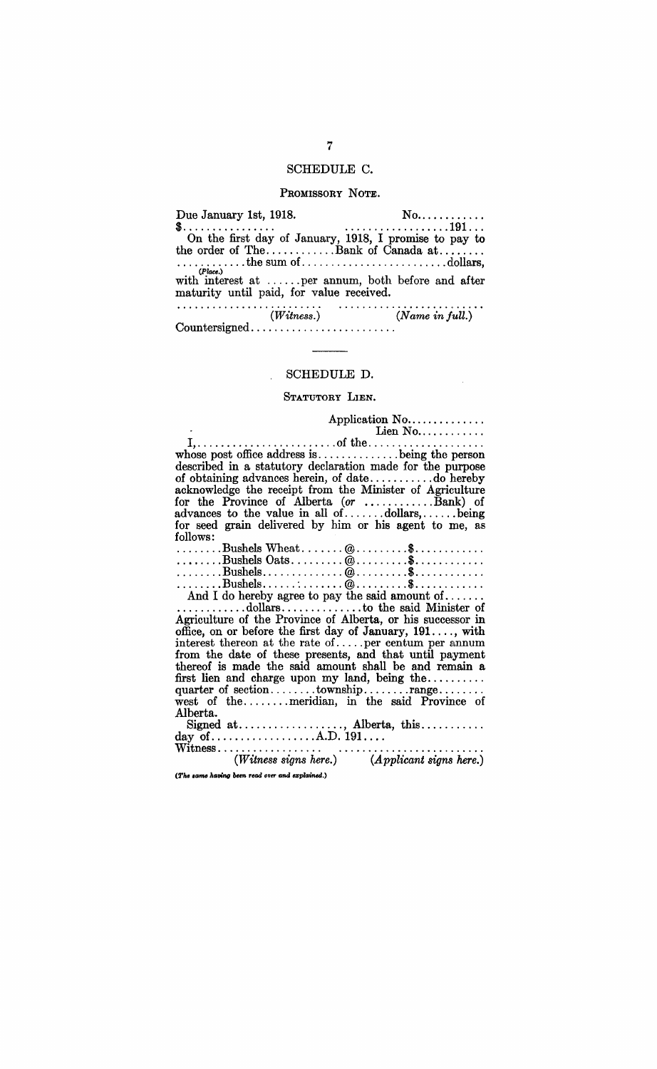## SCHEDULE C.

### PROMISSORY NOTE.

Due January 1st, 1918. No............

$................ ..................191...

On the first day of January, 1918, I promise to pay to the order of The............Bank of Canada at........ ............the sum of.........................dollars,
(*Place.*)
with interest at ......per annum, both before and after maturity until paid, for value received.

.......................... ..........................
(*Witness.*) (*Name in full.*)

Countersigned.........................

---

## SCHEDULE D.

### STATUTORY LIEN.

Application No.............
Lien No............

I,........................of the....................
whose post office address is..............being the person described in a statutory declaration made for the purpose of obtaining advances herein, of date...........do hereby acknowledge the receipt from the Minister of Agriculture for the Province of Alberta (*or* ............Bank) of advances to the value in all of.......dollars,......being for seed grain delivered by him or his agent to me, as follows:

........Bushels Wheat.......@.........$............
........Bushels Oats.........@.........$............
........Bushels..............@.........$............
........Bushels..............@.........$............

And I do hereby agree to pay the said amount of....... ............dollars.............to the said Minister of Agriculture of the Province of Alberta, or his successor in office, on or before the first day of January, 191...., with interest thereon at the rate of.....per centum per annum from the date of these presents, and that until payment thereof is made the said amount shall be and remain a first lien and charge upon my land, being the.......... quarter of section........township........range........ west of the........meridian, in the said Province of Alberta.

Signed at.................., Alberta, this........... day of..................A.D. 191....

Witness.................. ..........................
(*Witness signs here.*) (*Applicant signs here.*)

(*The same having been read over and explained.*)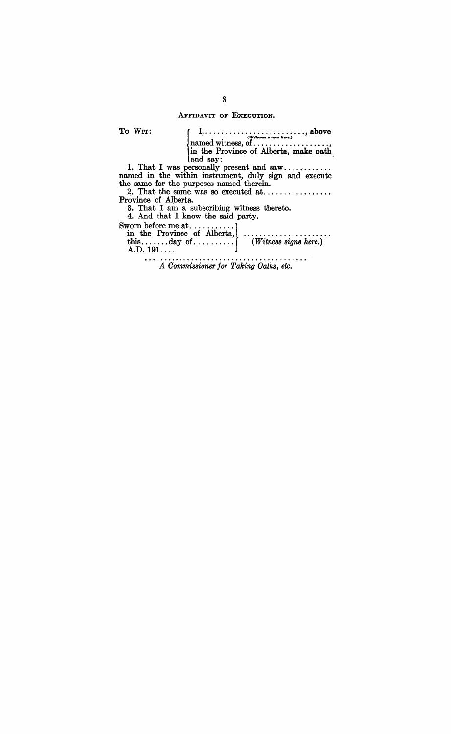## AFFIDAVIT OF EXECUTION.

TO WIT: I, ........................., above (*Witness name here.*) named witness, of ..................., in the Province of Alberta, make oath and say:

1. That I was personally present and saw ............ named in the within instrument, duly sign and execute the same for the purposes named therein.

2. That the same was so executed at ................. Province of Alberta.

3. That I am a subscribing witness thereto.

4. And that I know the said party.

Sworn before me at ...........
in the Province of Alberta,
this.......day of..........
A.D. 191....

......................
(*Witness signs here.*)

.........................................
*A Commissioner for Taking Oaths, etc.*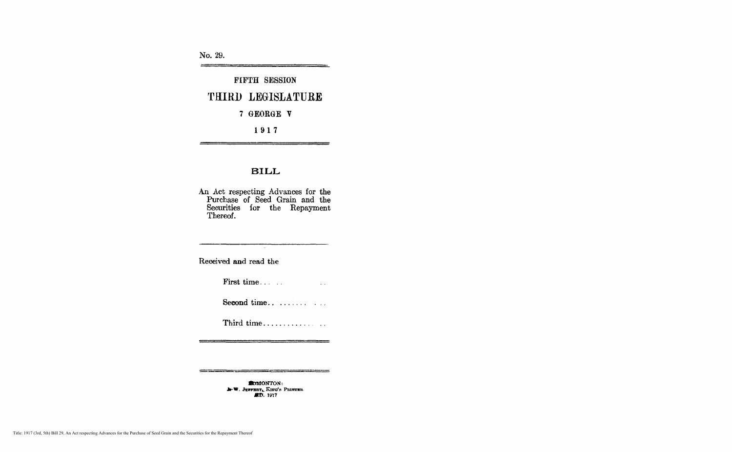No. 29.

FIFTH SESSION

# THIRD LEGISLATURE

7 GEORGE V

1917

## BILL

An Act respecting Advances for the Purchase of Seed Grain and the Securities for the Repayment Thereof.

Received and read the

First time...... ..

Second time.. ........ ...

Third time............. ..

EDMONTON:
J. W. JEFFERY, KING'S PRINTER.
A.D. 1917

Title: 1917 (3rd, 5th) Bill 29, An Act respecting Advances for the Purchase of Seed Grain and the Securities for the Repayment Thereof